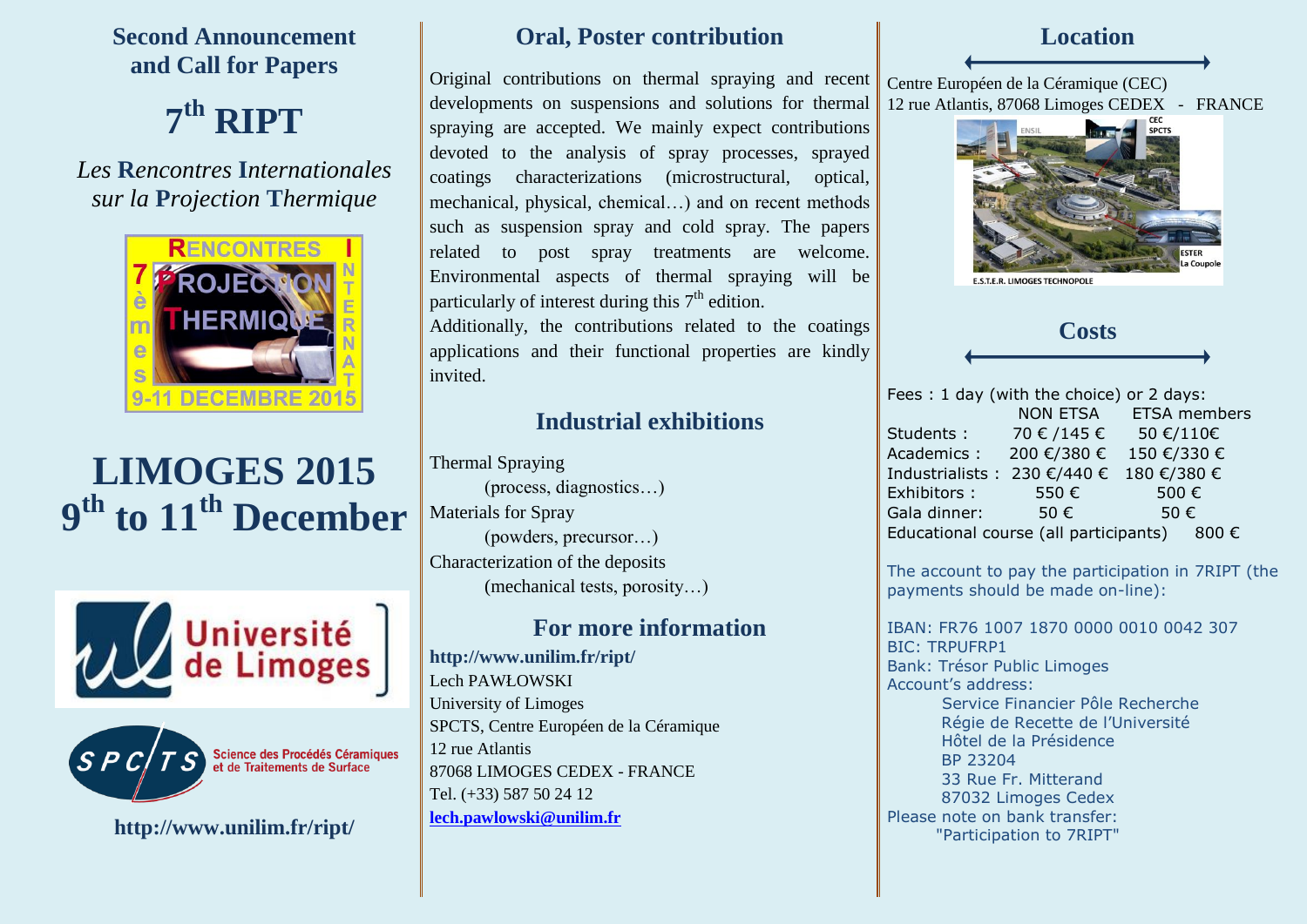## Second Announcement and Call for Papers

# 7th RIPT

*Les Rencontres Internationales sur la Projection Thermique*

# LIMOGES 2015
# 9th to 11th December

http://www.unilim.fr/ript/

## Oral, Poster contribution

Original contributions on thermal spraying and recent developments on suspensions and solutions for thermal spraying are accepted. We mainly expect contributions devoted to the analysis of spray processes, sprayed coatings characterizations (microstructural, optical, mechanical, physical, chemical…) and on recent methods such as suspension spray and cold spray. The papers related to post spray treatments are welcome. Environmental aspects of thermal spraying will be particularly of interest during this 7th edition.

Additionally, the contributions related to the coatings applications and their functional properties are kindly invited.

## Industrial exhibitions

Thermal Spraying
(process, diagnostics…)
Materials for Spray
(powders, precursor…)
Characterization of the deposits
(mechanical tests, porosity…)

## For more information

**http://www.unilim.fr/ript/**
Lech PAWŁOWSKI
University of Limoges
SPCTS, Centre Européen de la Céramique
12 rue Atlantis
87068 LIMOGES CEDEX - FRANCE
Tel. (+33) 587 50 24 12
lech.pawlowski@unilim.fr

## Location

Centre Européen de la Céramique (CEC)
12 rue Atlantis, 87068 Limoges CEDEX - FRANCE

## Costs

Fees : 1 day (with the choice) or 2 days:

| | NON ETSA | ETSA members |
|---|---|---|
| Students : | 70 € /145 € | 50 €/110€ |
| Academics : | 200 €/380 € | 150 €/330 € |
| Industrialists : | 230 €/440 € | 180 €/380 € |
| Exhibitors : | 550 € | 500 € |
| Gala dinner: | 50 € | 50 € |
| Educational course (all participants) | 800 € | |

The account to pay the participation in 7RIPT (the payments should be made on-line):

IBAN: FR76 1007 1870 0000 0010 0042 307
BIC: TRPUFRP1
Bank: Trésor Public Limoges
Account's address:
Service Financier Pôle Recherche
Régie de Recette de l'Université
Hôtel de la Présidence
BP 23204
33 Rue Fr. Mitterand
87032 Limoges Cedex
Please note on bank transfer:
"Participation to 7RIPT"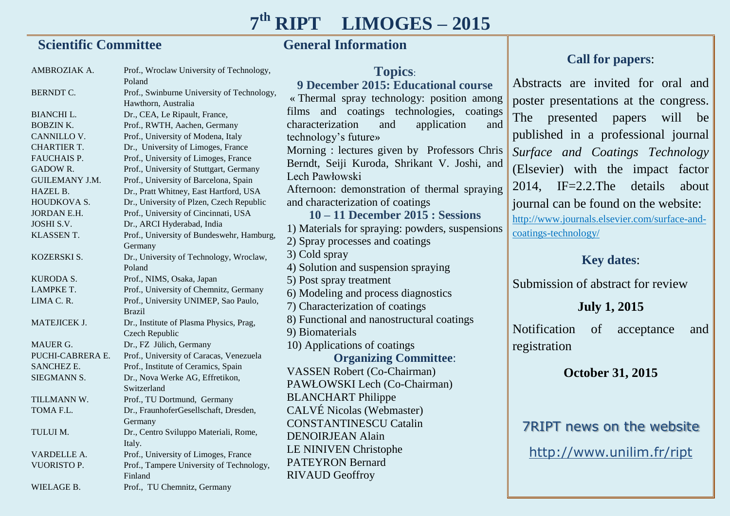# 7th RIPT LIMOGES – 2015

## Scientific Committee

| | |
|---|---|
| AMBROZIAK A. | Prof., Wroclaw University of Technology, Poland |
| BERNDT C. | Prof., Swinburne University of Technology, Hawthorn, Australia |
| BIANCHI L. | Dr., CEA, Le Ripault, France, |
| BOBZIN K. | Prof., RWTH, Aachen, Germany |
| CANNILLO V. | Prof., University of Modena, Italy |
| CHARTIER T. | Dr., University of Limoges, France |
| FAUCHAIS P. | Prof., University of Limoges, France |
| GADOW R. | Prof., University of Stuttgart, Germany |
| GUILEMANY J.M. | Prof., University of Barcelona, Spain |
| HAZEL B. | Dr., Pratt Whitney, East Hartford, USA |
| HOUDKOVA S. | Dr., University of Plzen, Czech Republic |
| JORDAN E.H. | Prof., University of Cincinnati, USA |
| JOSHI S.V. | Dr., ARCI Hyderabad, India |
| KLASSEN T. | Prof., University of Bundeswehr, Hamburg, Germany |
| KOZERSKI S. | Dr., University of Technology, Wroclaw, Poland |
| KURODA S. | Prof., NIMS, Osaka, Japan |
| LAMPKE T. | Prof., University of Chemnitz, Germany |
| LIMA C. R. | Prof., University UNIMEP, Sao Paulo, Brazil |
| MATEJICEK J. | Dr., Institute of Plasma Physics, Prag, Czech Republic |
| MAUER G. | Dr., FZ Jülich, Germany |
| PUCHI-CABRERA E. | Prof., University of Caracas, Venezuela |
| SANCHEZ E. | Prof., Institute of Ceramics, Spain |
| SIEGMANN S. | Dr., Nova Werke AG, Effretikon, Switzerland |
| TILLMANN W. | Prof., TU Dortmund, Germany |
| TOMA F.L. | Dr., FraunhoferGesellschaft, Dresden, Germany |
| TULUI M. | Dr., Centro Sviluppo Materiali, Rome, Italy. |
| VARDELLE A. | Prof., University of Limoges, France |
| VUORISTO P. | Prof., Tampere University of Technology, Finland |
| WIELAGE B. | Prof., TU Chemnitz, Germany |

## General Information

### Topics:

**9 December 2015: Educational course**

« Thermal spray technology: position among films and coatings technologies, coatings characterization and application and technology's future»

Morning : lectures given by Professors Chris Berndt, Seiji Kuroda, Shrikant V. Joshi, and Lech Pawłowski

Afternoon: demonstration of thermal spraying and characterization of coatings

**10 – 11 December 2015 : Sessions**

1) Materials for spraying: powders, suspensions
2) Spray processes and coatings
3) Cold spray
4) Solution and suspension spraying
5) Post spray treatment
6) Modeling and process diagnostics
7) Characterization of coatings
8) Functional and nanostructural coatings
9) Biomaterials
10) Applications of coatings

### Organizing Committee:

VASSEN Robert (Co-Chairman)
PAWŁOWSKI Lech (Co-Chairman)
BLANCHART Philippe
CALVÉ Nicolas (Webmaster)
CONSTANTINESCU Catalin
DENOIRJEAN Alain
LE NINIVEN Christophe
PATEYRON Bernard
RIVAUD Geoffroy

### Call for papers:

Abstracts are invited for oral and poster presentations at the congress. The presented papers will be published in a professional journal *Surface and Coatings Technology* (Elsevier) with the impact factor 2014, IF=2.2.The details about journal can be found on the website: http://www.journals.elsevier.com/surface-and-coatings-technology/

### Key dates:

Submission of abstract for review

**July 1, 2015**

Notification of acceptance and registration

**October 31, 2015**

7RIPT news on the website

http://www.unilim.fr/ript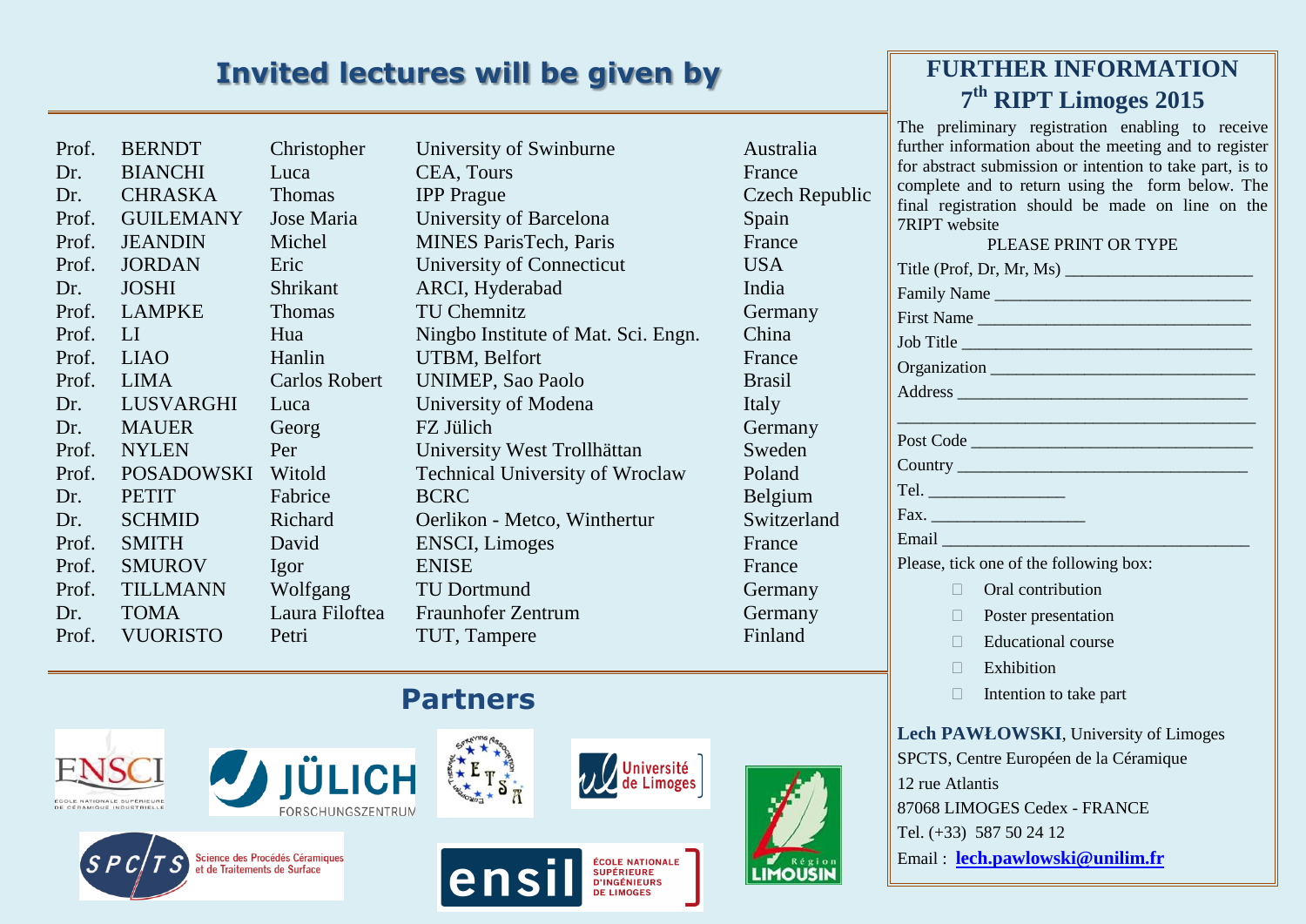## Invited lectures will be given by

| | | | | |
|---|---|---|---|---|
| Prof. | BERNDT | Christopher | University of Swinburne | Australia |
| Dr. | BIANCHI | Luca | CEA, Tours | France |
| Dr. | CHRASKA | Thomas | IPP Prague | Czech Republic |
| Prof. | GUILEMANY | Jose Maria | University of Barcelona | Spain |
| Prof. | JEANDIN | Michel | MINES ParisTech, Paris | France |
| Prof. | JORDAN | Eric | University of Connecticut | USA |
| Dr. | JOSHI | Shrikant | ARCI, Hyderabad | India |
| Prof. | LAMPKE | Thomas | TU Chemnitz | Germany |
| Prof. | LI | Hua | Ningbo Institute of Mat. Sci. Engn. | China |
| Prof. | LIAO | Hanlin | UTBM, Belfort | France |
| Prof. | LIMA | Carlos Robert | UNIMEP, Sao Paolo | Brasil |
| Dr. | LUSVARGHI | Luca | University of Modena | Italy |
| Dr. | MAUER | Georg | FZ Jülich | Germany |
| Prof. | NYLEN | Per | University West Trollhättan | Sweden |
| Prof. | POSADOWSKI | Witold | Technical University of Wroclaw | Poland |
| Dr. | PETIT | Fabrice | BCRC | Belgium |
| Dr. | SCHMID | Richard | Oerlikon - Metco, Winterthur | Switzerland |
| Prof. | SMITH | David | ENSCI, Limoges | France |
| Prof. | SMUROV | Igor | ENISE | France |
| Prof. | TILLMANN | Wolfgang | TU Dortmund | Germany |
| Dr. | TOMA | Laura Filoftea | Fraunhofer Zentrum | Germany |
| Prof. | VUORISTO | Petri | TUT, Tampere | Finland |

## Partners

ENSCI – École Nationale Supérieure de Céramique Industrielle

JÜLICH Forschungszentrum

European Thermal Spraying Association (ETSA)

Université de Limoges

Région Limousin

SPCTS – Science des Procédés Céramiques et de Traitements de Surface

ensil – École Nationale Supérieure d'Ingénieurs de Limoges

## FURTHER INFORMATION 7th RIPT Limoges 2015

The preliminary registration enabling to receive further information about the meeting and to register for abstract submission or intention to take part, is to complete and to return using the form below. The final registration should be made on line on the 7RIPT website

PLEASE PRINT OR TYPE

Title (Prof, Dr, Mr, Ms) ____________________

Family Name ____________________________

First Name ______________________________

Job Title ________________________________

Organization _____________________________

Address _________________________________

_______________________________________

Post Code _______________________________

Country _________________________________

Tel. _______________

Fax. ________________

Email __________________________________

Please, tick one of the following box:

- ☐ Oral contribution
- ☐ Poster presentation
- ☐ Educational course
- ☐ Exhibition
- ☐ Intention to take part

**Lech PAWŁOWSKI**, University of Limoges
SPCTS, Centre Européen de la Céramique
12 rue Atlantis
87068 LIMOGES Cedex - FRANCE
Tel. (+33) 587 50 24 12
Email : **lech.pawlowski@unilim.fr**